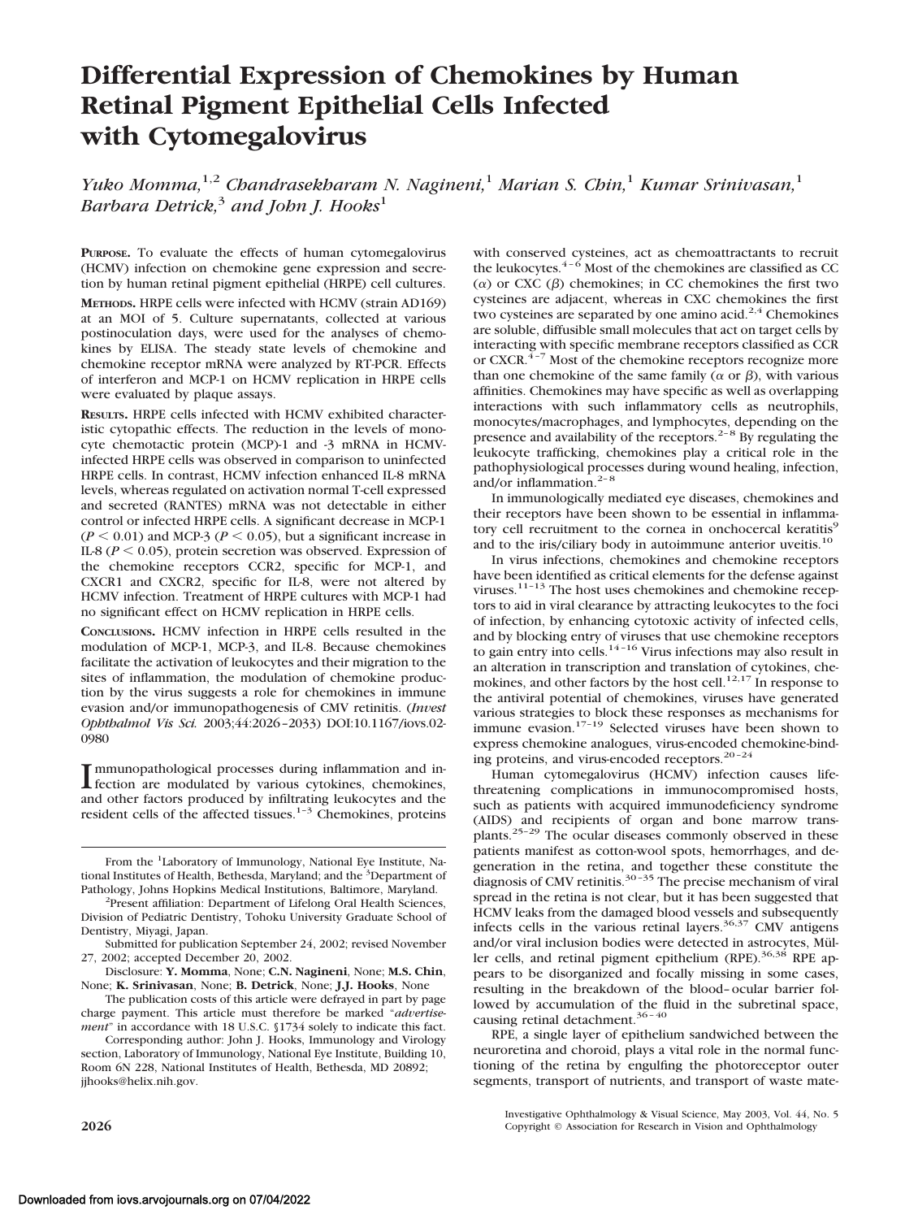# Differential Expression of Chemokines by Human Retinal Pigment Epithelial Cells Infected with Cytomegalovirus

*Yuko Momma,*[1,2] *Chandrasekharam N. Nagineni,*[1] *Marian S. Chin,*[1] *Kumar Srinivasan,*[1] *Barbara Detrick,*[3] *and John J. Hooks*[1]

**PURPOSE.** To evaluate the effects of human cytomegalovirus (HCMV) infection on chemokine gene expression and secretion by human retinal pigment epithelial (HRPE) cell cultures.

**METHODS.** HRPE cells were infected with HCMV (strain AD169) at an MOI of 5. Culture supernatants, collected at various postinoculation days, were used for the analyses of chemokines by ELISA. The steady state levels of chemokine and chemokine receptor mRNA were analyzed by RT-PCR. Effects of interferon and MCP-1 on HCMV replication in HRPE cells were evaluated by plaque assays.

**RESULTS.** HRPE cells infected with HCMV exhibited characteristic cytopathic effects. The reduction in the levels of monocyte chemotactic protein (MCP)-1 and -3 mRNA in HCMV-infected HRPE cells was observed in comparison to uninfected HRPE cells. In contrast, HCMV infection enhanced IL-8 mRNA levels, whereas regulated on activation normal T-cell expressed and secreted (RANTES) mRNA was not detectable in either control or infected HRPE cells. A significant decrease in MCP-1 ($P < 0.01$) and MCP-3 ($P < 0.05$), but a significant increase in IL-8 ($P < 0.05$), protein secretion was observed. Expression of the chemokine receptors CCR2, specific for MCP-1, and CXCR1 and CXCR2, specific for IL-8, were not altered by HCMV infection. Treatment of HRPE cultures with MCP-1 had no significant effect on HCMV replication in HRPE cells.

**CONCLUSIONS.** HCMV infection in HRPE cells resulted in the modulation of MCP-1, MCP-3, and IL-8. Because chemokines facilitate the activation of leukocytes and their migration to the sites of inflammation, the modulation of chemokine production by the virus suggests a role for chemokines in immune evasion and/or immunopathogenesis of CMV retinitis. (*Invest Ophthalmol Vis Sci.* 2003;44:2026–2033) DOI:10.1167/iovs.02-0980

Immunopathological processes during inflammation and infection are modulated by various cytokines, chemokines, and other factors produced by infiltrating leukocytes and the resident cells of the affected tissues.[1–3] Chemokines, proteins with conserved cysteines, act as chemoattractants to recruit the leukocytes.[4–6] Most of the chemokines are classified as CC ($\alpha$) or CXC ($\beta$) chemokines; in CC chemokines the first two cysteines are adjacent, whereas in CXC chemokines the first two cysteines are separated by one amino acid.[2,4] Chemokines are soluble, diffusible small molecules that act on target cells by interacting with specific membrane receptors classified as CCR or CXCR.[4–7] Most of the chemokine receptors recognize more than one chemokine of the same family ($\alpha$ or $\beta$), with various affinities. Chemokines may have specific as well as overlapping interactions with such inflammatory cells as neutrophils, monocytes/macrophages, and lymphocytes, depending on the presence and availability of the receptors.[2–8] By regulating the leukocyte trafficking, chemokines play a critical role in the pathophysiological processes during wound healing, infection, and/or inflammation.[2–8]

In immunologically mediated eye diseases, chemokines and their receptors have been shown to be essential in inflammatory cell recruitment to the cornea in onchocercal keratitis[9] and to the iris/ciliary body in autoimmune anterior uveitis.[10]

In virus infections, chemokines and chemokine receptors have been identified as critical elements for the defense against viruses.[11–13] The host uses chemokines and chemokine receptors to aid in viral clearance by attracting leukocytes to the foci of infection, by enhancing cytotoxic activity of infected cells, and by blocking entry of viruses that use chemokine receptors to gain entry into cells.[14–16] Virus infections may also result in an alteration in transcription and translation of cytokines, chemokines, and other factors by the host cell.[12,17] In response to the antiviral potential of chemokines, viruses have generated various strategies to block these responses as mechanisms for immune evasion.[17–19] Selected viruses have been shown to express chemokine analogues, virus-encoded chemokine-binding proteins, and virus-encoded receptors.[20–24]

Human cytomegalovirus (HCMV) infection causes life-threatening complications in immunocompromised hosts, such as patients with acquired immunodeficiency syndrome (AIDS) and recipients of organ and bone marrow transplants.[25–29] The ocular diseases commonly observed in these patients manifest as cotton-wool spots, hemorrhages, and degeneration in the retina, and together these constitute the diagnosis of CMV retinitis.[30–35] The precise mechanism of viral spread in the retina is not clear, but it has been suggested that HCMV leaks from the damaged blood vessels and subsequently infects cells in the various retinal layers.[36,37] CMV antigens and/or viral inclusion bodies were detected in astrocytes, Müller cells, and retinal pigment epithelium (RPE).[36,38] RPE appears to be disorganized and focally missing in some cases, resulting in the breakdown of the blood–ocular barrier followed by accumulation of the fluid in the subretinal space, causing retinal detachment.[36–40]

RPE, a single layer of epithelium sandwiched between the neuroretina and choroid, plays a vital role in the normal functioning of the retina by engulfing the photoreceptor outer segments, transport of nutrients, and transport of waste mate-

From the [1]Laboratory of Immunology, National Eye Institute, National Institutes of Health, Bethesda, Maryland; and the [3]Department of Pathology, Johns Hopkins Medical Institutions, Baltimore, Maryland.

[2]Present affiliation: Department of Lifelong Oral Health Sciences, Division of Pediatric Dentistry, Tohoku University Graduate School of Dentistry, Miyagi, Japan.

Submitted for publication September 24, 2002; revised November 27, 2002; accepted December 20, 2002.

Disclosure: **Y. Momma**, None; **C.N. Nagineni**, None; **M.S. Chin**, None; **K. Srinivasan**, None; **B. Detrick**, None; **J.J. Hooks**, None

The publication costs of this article were defrayed in part by page charge payment. This article must therefore be marked "*advertisement*" in accordance with 18 U.S.C. §1734 solely to indicate this fact.

Corresponding author: John J. Hooks, Immunology and Virology section, Laboratory of Immunology, National Eye Institute, Building 10, Room 6N 228, National Institutes of Health, Bethesda, MD 20892; jjhooks@helix.nih.gov.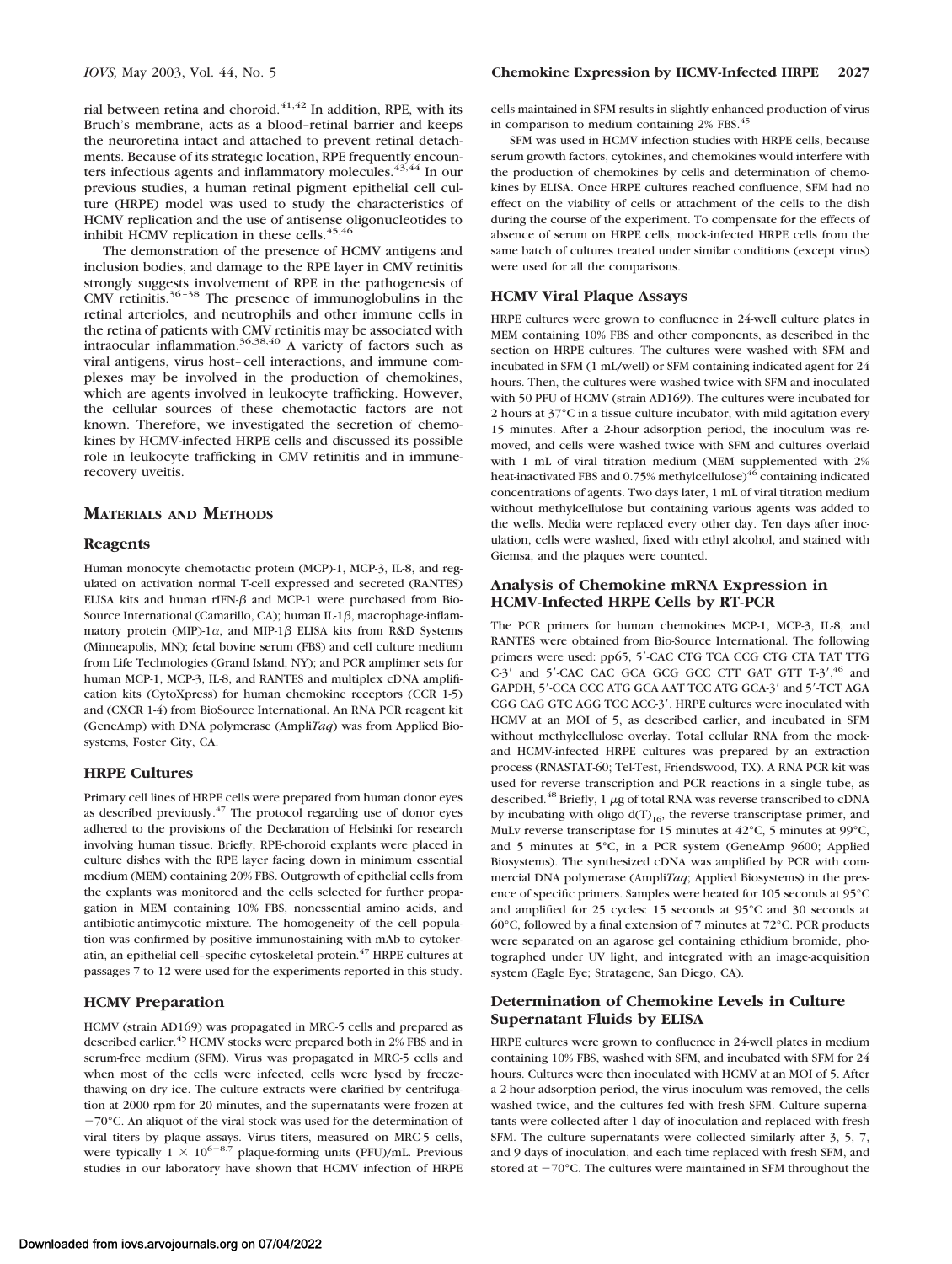rial between retina and choroid.[41,42] In addition, RPE, with its Bruch's membrane, acts as a blood–retinal barrier and keeps the neuroretina intact and attached to prevent retinal detachments. Because of its strategic location, RPE frequently encounters infectious agents and inflammatory molecules.[43,44] In our previous studies, a human retinal pigment epithelial cell culture (HRPE) model was used to study the characteristics of HCMV replication and the use of antisense oligonucleotides to inhibit HCMV replication in these cells.[45,46]

The demonstration of the presence of HCMV antigens and inclusion bodies, and damage to the RPE layer in CMV retinitis strongly suggests involvement of RPE in the pathogenesis of CMV retinitis.[36–38] The presence of immunoglobulins in the retinal arterioles, and neutrophils and other immune cells in the retina of patients with CMV retinitis may be associated with intraocular inflammation.[36,38,40] A variety of factors such as viral antigens, virus host–cell interactions, and immune complexes may be involved in the production of chemokines, which are agents involved in leukocyte trafficking. However, the cellular sources of these chemotactic factors are not known. Therefore, we investigated the secretion of chemokines by HCMV-infected HRPE cells and discussed its possible role in leukocyte trafficking in CMV retinitis and in immune-recovery uveitis.

## Materials and Methods

### Reagents

Human monocyte chemotactic protein (MCP)-1, MCP-3, IL-8, and regulated on activation normal T-cell expressed and secreted (RANTES) ELISA kits and human rIFN-β and MCP-1 were purchased from BioSource International (Camarillo, CA); human IL-1β, macrophage-inflammatory protein (MIP)-1α, and MIP-1β ELISA kits from R&D Systems (Minneapolis, MN); fetal bovine serum (FBS) and cell culture medium from Life Technologies (Grand Island, NY); and PCR amplimer sets for human MCP-1, MCP-3, IL-8, and RANTES and multiplex cDNA amplification kits (CytoXpress) for human chemokine receptors (CCR 1-5) and (CXCR 1-4) from BioSource International. An RNA PCR reagent kit (GeneAmp) with DNA polymerase (Ampli*Taq*) was from Applied Biosystems, Foster City, CA.

### HRPE Cultures

Primary cell lines of HRPE cells were prepared from human donor eyes as described previously.[47] The protocol regarding use of donor eyes adhered to the provisions of the Declaration of Helsinki for research involving human tissue. Briefly, RPE-choroid explants were placed in culture dishes with the RPE layer facing down in minimum essential medium (MEM) containing 20% FBS. Outgrowth of epithelial cells from the explants was monitored and the cells selected for further propagation in MEM containing 10% FBS, nonessential amino acids, and antibiotic-antimycotic mixture. The homogeneity of the cell population was confirmed by positive immunostaining with mAb to cytokeratin, an epithelial cell–specific cytoskeletal protein.[47] HRPE cultures at passages 7 to 12 were used for the experiments reported in this study.

### HCMV Preparation

HCMV (strain AD169) was propagated in MRC-5 cells and prepared as described earlier.[45] HCMV stocks were prepared both in 2% FBS and in serum-free medium (SFM). Virus was propagated in MRC-5 cells and when most of the cells were infected, cells were lysed by freeze-thawing on dry ice. The culture extracts were clarified by centrifugation at 2000 rpm for 20 minutes, and the supernatants were frozen at −70°C. An aliquot of the viral stock was used for the determination of viral titers by plaque assays. Virus titers, measured on MRC-5 cells, were typically $1 \times 10^{6-8.7}$ plaque-forming units (PFU)/mL. Previous studies in our laboratory have shown that HCMV infection of HRPE cells maintained in SFM results in slightly enhanced production of virus in comparison to medium containing 2% FBS.[45]

SFM was used in HCMV infection studies with HRPE cells, because serum growth factors, cytokines, and chemokines would interfere with the production of chemokines by cells and determination of chemokines by ELISA. Once HRPE cultures reached confluence, SFM had no effect on the viability of cells or attachment of the cells to the dish during the course of the experiment. To compensate for the effects of absence of serum on HRPE cells, mock-infected HRPE cells from the same batch of cultures treated under similar conditions (except virus) were used for all the comparisons.

### HCMV Viral Plaque Assays

HRPE cultures were grown to confluence in 24-well culture plates in MEM containing 10% FBS and other components, as described in the section on HRPE cultures. The cultures were washed with SFM and incubated in SFM (1 mL/well) or SFM containing indicated agent for 24 hours. Then, the cultures were washed twice with SFM and inoculated with 50 PFU of HCMV (strain AD169). The cultures were incubated for 2 hours at 37°C in a tissue culture incubator, with mild agitation every 15 minutes. After a 2-hour adsorption period, the inoculum was removed, and cells were washed twice with SFM and cultures overlaid with 1 mL of viral titration medium (MEM supplemented with 2% heat-inactivated FBS and 0.75% methylcellulose)[46] containing indicated concentrations of agents. Two days later, 1 mL of viral titration medium without methylcellulose but containing various agents was added to the wells. Media were replaced every other day. Ten days after inoculation, cells were washed, fixed with ethyl alcohol, and stained with Giemsa, and the plaques were counted.

### Analysis of Chemokine mRNA Expression in HCMV-Infected HRPE Cells by RT-PCR

The PCR primers for human chemokines MCP-1, MCP-3, IL-8, and RANTES were obtained from Bio-Source International. The following primers were used: pp65, 5′-CAC CTG TCA CCG CTG CTA TAT TTG C-3′ and 5′-CAC CAC GCA GCG GCC CTT GAT GTT T-3′,[46] and GAPDH, 5′-CCA CCC ATG GCA AAT TCC ATG GCA-3′ and 5′-TCT AGA CGG CAG GTC AGG TCC ACC-3′. HRPE cultures were inoculated with HCMV at an MOI of 5, as described earlier, and incubated in SFM without methylcellulose overlay. Total cellular RNA from the mock- and HCMV-infected HRPE cultures was prepared by an extraction process (RNASTAT-60; Tel-Test, Friendswood, TX). A RNA PCR kit was used for reverse transcription and PCR reactions in a single tube, as described.[48] Briefly, 1 μg of total RNA was reverse transcribed to cDNA by incubating with oligo $d(T)_{16}$, the reverse transcriptase primer, and MuLv reverse transcriptase for 15 minutes at 42°C, 5 minutes at 99°C, and 5 minutes at 5°C, in a PCR system (GeneAmp 9600; Applied Biosystems). The synthesized cDNA was amplified by PCR with commercial DNA polymerase (Ampli*Taq*; Applied Biosystems) in the presence of specific primers. Samples were heated for 105 seconds at 95°C and amplified for 25 cycles: 15 seconds at 95°C and 30 seconds at 60°C, followed by a final extension of 7 minutes at 72°C. PCR products were separated on an agarose gel containing ethidium bromide, photographed under UV light, and integrated with an image-acquisition system (Eagle Eye; Stratagene, San Diego, CA).

### Determination of Chemokine Levels in Culture Supernatant Fluids by ELISA

HRPE cultures were grown to confluence in 24-well plates in medium containing 10% FBS, washed with SFM, and incubated with SFM for 24 hours. Cultures were then inoculated with HCMV at an MOI of 5. After a 2-hour adsorption period, the virus inoculum was removed, the cells washed twice, and the cultures fed with fresh SFM. Culture supernatants were collected after 1 day of inoculation and replaced with fresh SFM. The culture supernatants were collected similarly after 3, 5, 7, and 9 days of inoculation, and each time replaced with fresh SFM, and stored at −70°C. The cultures were maintained in SFM throughout the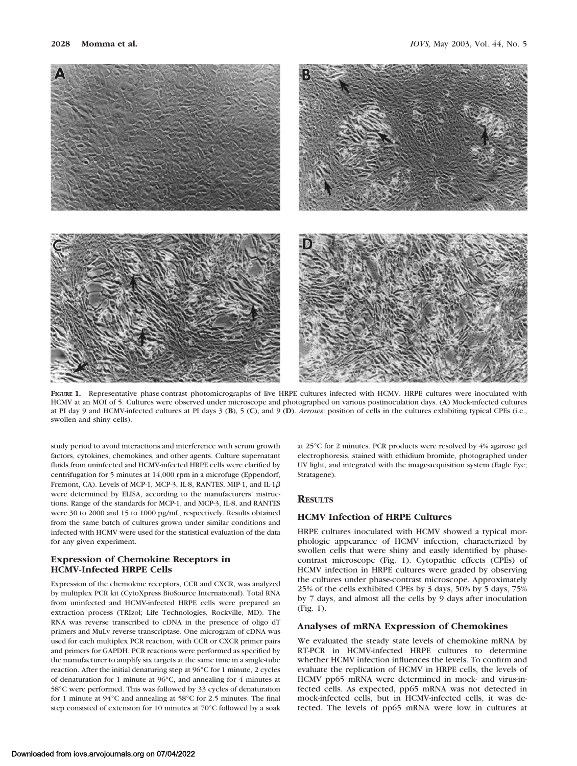**FIGURE 1.** Representative phase-contrast photomicrographs of live HRPE cultures infected with HCMV. HRPE cultures were inoculated with HCMV at an MOI of 5. Cultures were observed under microscope and photographed on various postinoculation days. (**A**) Mock-infected cultures at PI day 9 and HCMV-infected cultures at PI days 3 (**B**), 5 (**C**), and 9 (**D**). *Arrows*: position of cells in the cultures exhibiting typical CPEs (i.e., swollen and shiny cells).

study period to avoid interactions and interference with serum growth factors, cytokines, chemokines, and other agents. Culture supernatant fluids from uninfected and HCMV-infected HRPE cells were clarified by centrifugation for 5 minutes at 14,000 rpm in a microfuge (Eppendorf, Fremont, CA). Levels of MCP-1, MCP-3, IL-8, RANTES, MIP-1, and IL-1$\beta$ were determined by ELISA, according to the manufacturers' instructions. Range of the standards for MCP-1, and MCP-3, IL-8, and RANTES were 30 to 2000 and 15 to 1000 pg/mL, respectively. Results obtained from the same batch of cultures grown under similar conditions and infected with HCMV were used for the statistical evaluation of the data for any given experiment.

### Expression of Chemokine Receptors in HCMV-Infected HRPE Cells

Expression of the chemokine receptors, CCR and CXCR, was analyzed by multiplex PCR kit (CytoXpress BioSource International). Total RNA from uninfected and HCMV-infected HRPE cells were prepared an extraction process (TRIzol; Life Technologies, Rockville, MD). The RNA was reverse transcribed to cDNA in the presence of oligo dT primers and MuLv reverse transcriptase. One microgram of cDNA was used for each multiplex PCR reaction, with CCR or CXCR primer pairs and primers for GAPDH. PCR reactions were performed as specified by the manufacturer to amplify six targets at the same time in a single-tube reaction. After the initial denaturing step at 96°C for 1 minute, 2 cycles of denaturation for 1 minute at 96°C, and annealing for 4 minutes at 58°C were performed. This was followed by 33 cycles of denaturation for 1 minute at 94°C and annealing at 58°C for 2.5 minutes. The final step consisted of extension for 10 minutes at 70°C followed by a soak at 25°C for 2 minutes. PCR products were resolved by 4% agarose gel electrophoresis, stained with ethidium bromide, photographed under UV light, and integrated with the image-acquisition system (Eagle Eye; Stratagene).

## RESULTS

### HCMV Infection of HRPE Cultures

HRPE cultures inoculated with HCMV showed a typical morphologic appearance of HCMV infection, characterized by swollen cells that were shiny and easily identified by phase-contrast microscope (Fig. 1). Cytopathic effects (CPEs) of HCMV infection in HRPE cultures were graded by observing the cultures under phase-contrast microscope. Approximately 25% of the cells exhibited CPEs by 3 days, 50% by 5 days, 75% by 7 days, and almost all the cells by 9 days after inoculation (Fig. 1).

### Analyses of mRNA Expression of Chemokines

We evaluated the steady state levels of chemokine mRNA by RT-PCR in HCMV-infected HRPE cultures to determine whether HCMV infection influences the levels. To confirm and evaluate the replication of HCMV in HRPE cells, the levels of HCMV pp65 mRNA were determined in mock- and virus-infected cells. As expected, pp65 mRNA was not detected in mock-infected cells, but in HCMV-infected cells, it was detected. The levels of pp65 mRNA were low in cultures at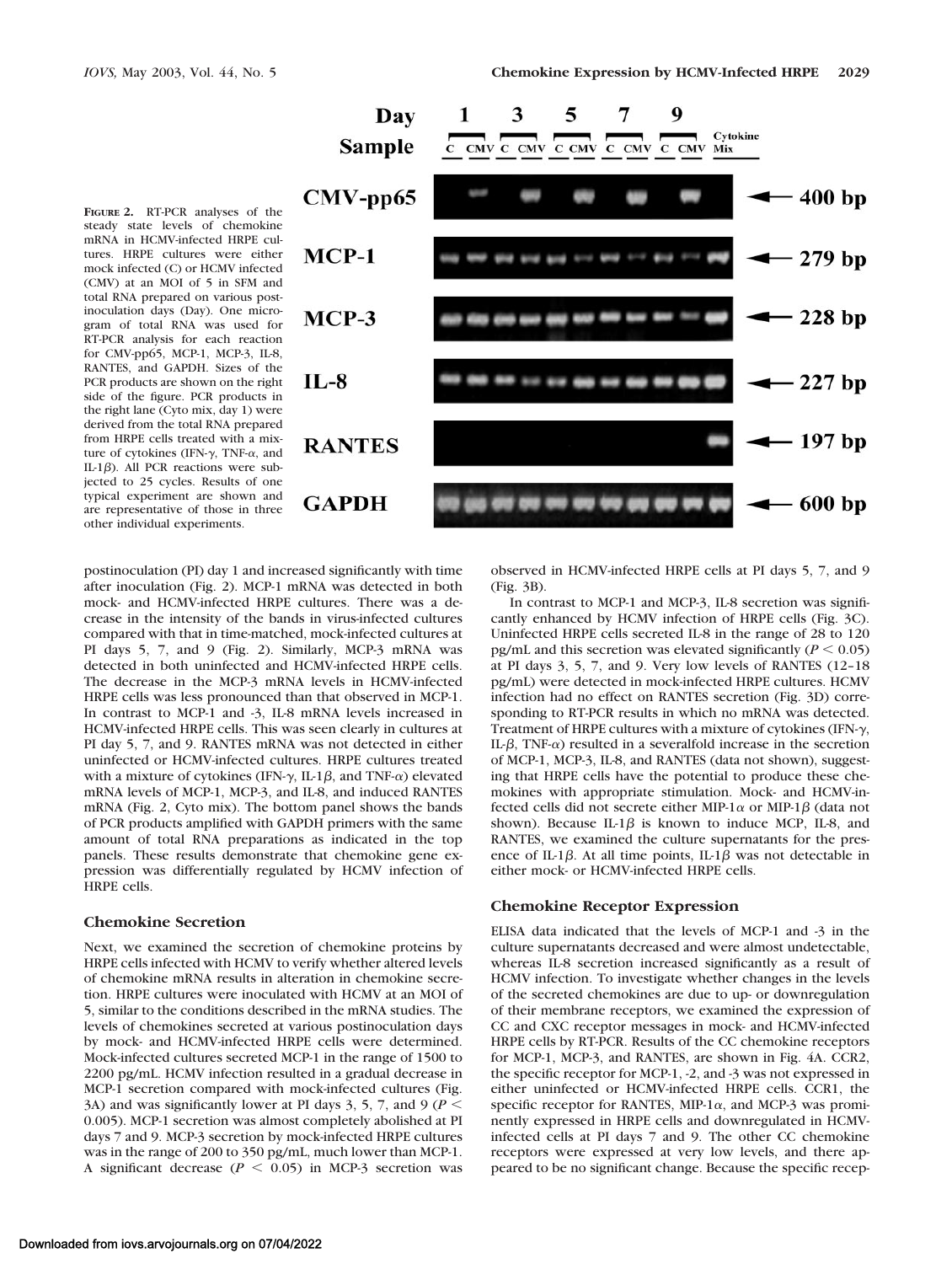**FIGURE 2.** RT-PCR analyses of the steady state levels of chemokine mRNA in HCMV-infected HRPE cultures. HRPE cultures were either mock infected (C) or HCMV infected (CMV) at an MOI of 5 in SFM and total RNA prepared on various postinoculation days (Day). One microgram of total RNA was used for RT-PCR analysis for each reaction for CMV-pp65, MCP-1, MCP-3, IL-8, RANTES, and GAPDH. Sizes of the PCR products are shown on the right side of the figure. PCR products in the right lane (Cyto mix, day 1) were derived from the total RNA prepared from HRPE cells treated with a mixture of cytokines (IFN-γ, TNF-α, and IL-1β). All PCR reactions were subjected to 25 cycles. Results of one typical experiment are shown and are representative of those in three other individual experiments.

postinoculation (PI) day 1 and increased significantly with time after inoculation (Fig. 2). MCP-1 mRNA was detected in both mock- and HCMV-infected HRPE cultures. There was a decrease in the intensity of the bands in virus-infected cultures compared with that in time-matched, mock-infected cultures at PI days 5, 7, and 9 (Fig. 2). Similarly, MCP-3 mRNA was detected in both uninfected and HCMV-infected HRPE cells. The decrease in the MCP-3 mRNA levels in HCMV-infected HRPE cells was less pronounced than that observed in MCP-1. In contrast to MCP-1 and -3, IL-8 mRNA levels increased in HCMV-infected HRPE cells. This was seen clearly in cultures at PI day 5, 7, and 9. RANTES mRNA was not detected in either uninfected or HCMV-infected cultures. HRPE cultures treated with a mixture of cytokines (IFN-γ, IL-1β, and TNF-α) elevated mRNA levels of MCP-1, MCP-3, and IL-8, and induced RANTES mRNA (Fig. 2, Cyto mix). The bottom panel shows the bands of PCR products amplified with GAPDH primers with the same amount of total RNA preparations as indicated in the top panels. These results demonstrate that chemokine gene expression was differentially regulated by HCMV infection of HRPE cells.

### Chemokine Secretion

Next, we examined the secretion of chemokine proteins by HRPE cells infected with HCMV to verify whether altered levels of chemokine mRNA results in alteration in chemokine secretion. HRPE cultures were inoculated with HCMV at an MOI of 5, similar to the conditions described in the mRNA studies. The levels of chemokines secreted at various postinoculation days by mock- and HCMV-infected HRPE cells were determined. Mock-infected cultures secreted MCP-1 in the range of 1500 to 2200 pg/mL. HCMV infection resulted in a gradual decrease in MCP-1 secretion compared with mock-infected cultures (Fig. 3A) and was significantly lower at PI days 3, 5, 7, and 9 ($P < 0.005$). MCP-1 secretion was almost completely abolished at PI days 7 and 9. MCP-3 secretion by mock-infected HRPE cultures was in the range of 200 to 350 pg/mL, much lower than MCP-1. A significant decrease ($P < 0.05$) in MCP-3 secretion was observed in HCMV-infected HRPE cells at PI days 5, 7, and 9 (Fig. 3B).

In contrast to MCP-1 and MCP-3, IL-8 secretion was significantly enhanced by HCMV infection of HRPE cells (Fig. 3C). Uninfected HRPE cells secreted IL-8 in the range of 28 to 120 pg/mL and this secretion was elevated significantly ($P < 0.05$) at PI days 3, 5, 7, and 9. Very low levels of RANTES (12–18 pg/mL) were detected in mock-infected HRPE cultures. HCMV infection had no effect on RANTES secretion (Fig. 3D) corresponding to RT-PCR results in which no mRNA was detected. Treatment of HRPE cultures with a mixture of cytokines (IFN-γ, IL-β, TNF-α) resulted in a severalfold increase in the secretion of MCP-1, MCP-3, IL-8, and RANTES (data not shown), suggesting that HRPE cells have the potential to produce these chemokines with appropriate stimulation. Mock- and HCMV-infected cells did not secrete either MIP-1α or MIP-1β (data not shown). Because IL-1β is known to induce MCP, IL-8, and RANTES, we examined the culture supernatants for the presence of IL-1β. At all time points, IL-1β was not detectable in either mock- or HCMV-infected HRPE cells.

### Chemokine Receptor Expression

ELISA data indicated that the levels of MCP-1 and -3 in the culture supernatants decreased and were almost undetectable, whereas IL-8 secretion increased significantly as a result of HCMV infection. To investigate whether changes in the levels of the secreted chemokines are due to up- or downregulation of their membrane receptors, we examined the expression of CC and CXC receptor messages in mock- and HCMV-infected HRPE cells by RT-PCR. Results of the CC chemokine receptors for MCP-1, MCP-3, and RANTES, are shown in Fig. 4A. CCR2, the specific receptor for MCP-1, -2, and -3 was not expressed in either uninfected or HCMV-infected HRPE cells. CCR1, the specific receptor for RANTES, MIP-1α, and MCP-3 was prominently expressed in HRPE cells and downregulated in HCMV-infected cells at PI days 7 and 9. The other CC chemokine receptors were expressed at very low levels, and there appeared to be no significant change. Because the specific recep-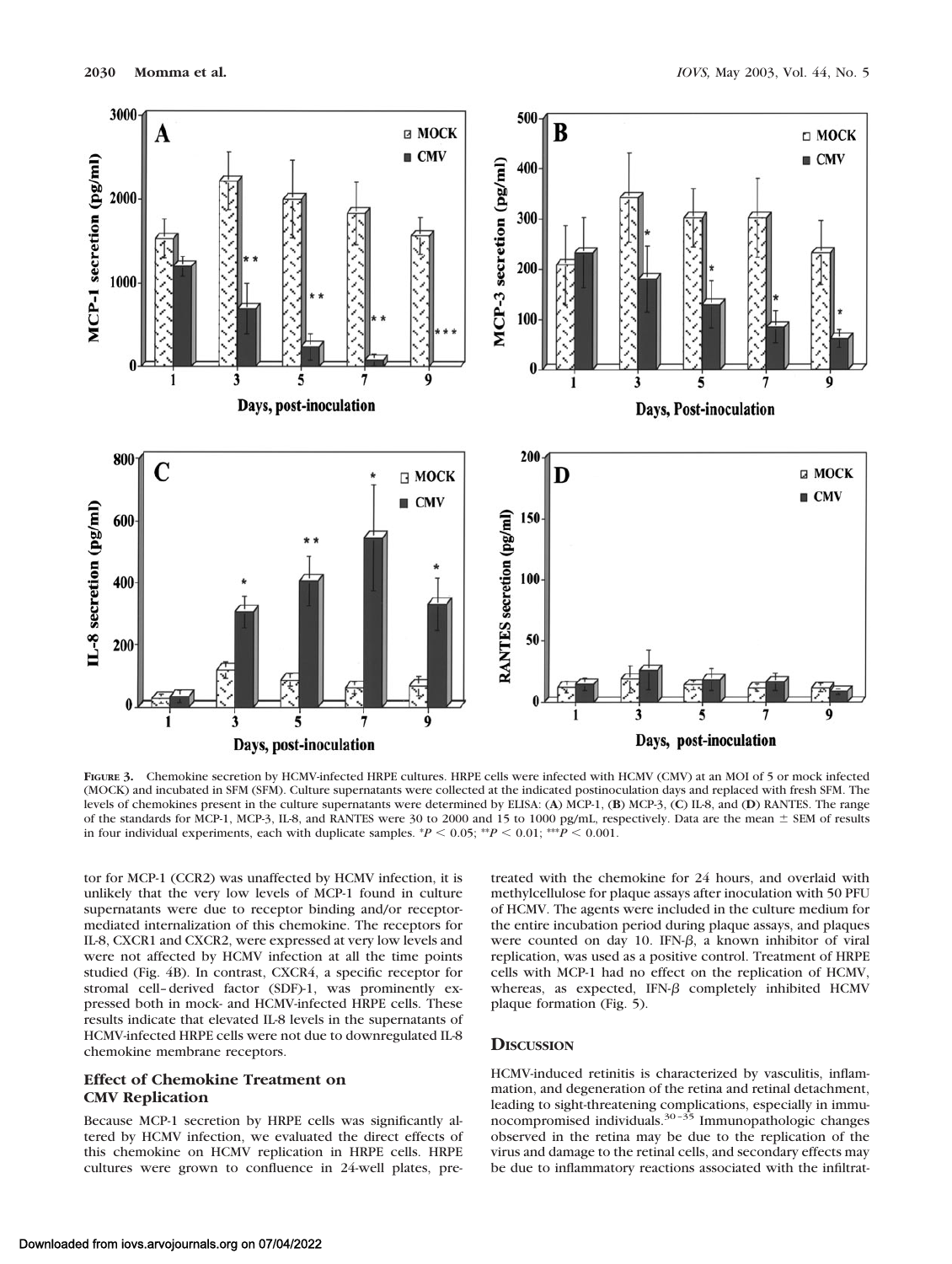**Figure 3.** Chemokine secretion by HCMV-infected HRPE cultures. HRPE cells were infected with HCMV (CMV) at an MOI of 5 or mock infected (MOCK) and incubated in SFM (SFM). Culture supernatants were collected at the indicated postinoculation days and replaced with fresh SFM. The levels of chemokines present in the culture supernatants were determined by ELISA: (**A**) MCP-1, (**B**) MCP-3, (**C**) IL-8, and (**D**) RANTES. The range of the standards for MCP-1, MCP-3, IL-8, and RANTES were 30 to 2000 and 15 to 1000 pg/mL, respectively. Data are the mean ± SEM of results in four individual experiments, each with duplicate samples. $^{*}P < 0.05$; $^{**}P < 0.01$; $^{***}P < 0.001$.

tor for MCP-1 (CCR2) was unaffected by HCMV infection, it is unlikely that the very low levels of MCP-1 found in culture supernatants were due to receptor binding and/or receptor-mediated internalization of this chemokine. The receptors for IL-8, CXCR1 and CXCR2, were expressed at very low levels and were not affected by HCMV infection at all the time points studied (Fig. 4B). In contrast, CXCR4, a specific receptor for stromal cell–derived factor (SDF)-1, was prominently expressed both in mock- and HCMV-infected HRPE cells. These results indicate that elevated IL-8 levels in the supernatants of HCMV-infected HRPE cells were not due to downregulated IL-8 chemokine membrane receptors.

### Effect of Chemokine Treatment on CMV Replication

Because MCP-1 secretion by HRPE cells was significantly altered by HCMV infection, we evaluated the direct effects of this chemokine on HCMV replication in HRPE cells. HRPE cultures were grown to confluence in 24-well plates, pretreated with the chemokine for 24 hours, and overlaid with methylcellulose for plaque assays after inoculation with 50 PFU of HCMV. The agents were included in the culture medium for the entire incubation period during plaque assays, and plaques were counted on day 10. IFN-$\beta$, a known inhibitor of viral replication, was used as a positive control. Treatment of HRPE cells with MCP-1 had no effect on the replication of HCMV, whereas, as expected, IFN-$\beta$ completely inhibited HCMV plaque formation (Fig. 5).

## Discussion

HCMV-induced retinitis is characterized by vasculitis, inflammation, and degeneration of the retina and retinal detachment, leading to sight-threatening complications, especially in immunocompromised individuals.[30–35] Immunopathologic changes observed in the retina may be due to the replication of the virus and damage to the retinal cells, and secondary effects may be due to inflammatory reactions associated with the infiltrat-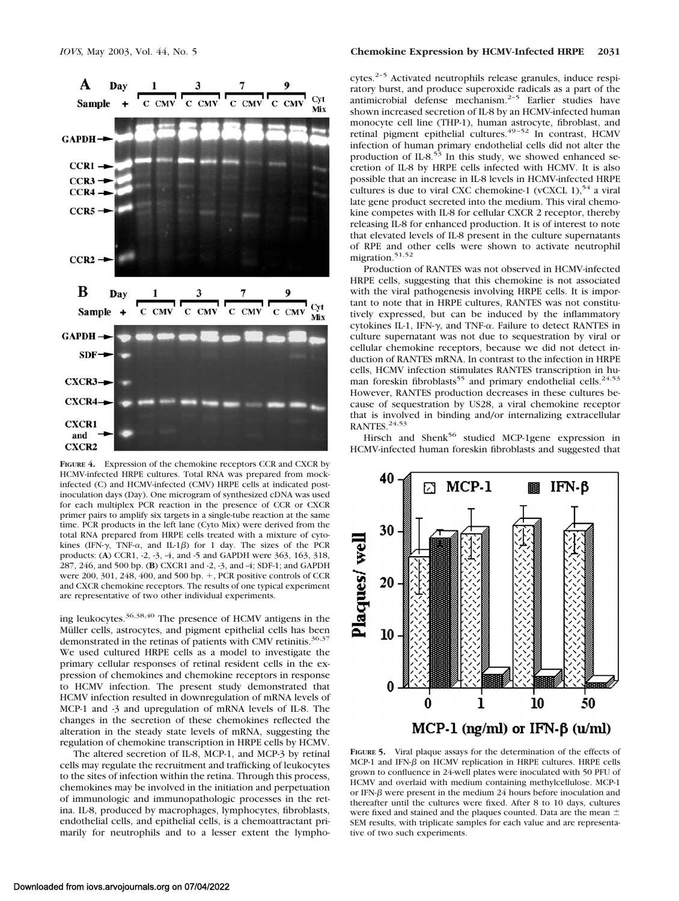**Figure 4.** Expression of the chemokine receptors CCR and CXCR by HCMV-infected HRPE cultures. Total RNA was prepared from mock-infected (C) and HCMV-infected (CMV) HRPE cells at indicated post-inoculation days (Day). One microgram of synthesized cDNA was used for each multiplex PCR reaction in the presence of CCR or CXCR primer pairs to amplify six targets in a single-tube reaction at the same time. PCR products in the left lane (Cyto Mix) were derived from the total RNA prepared from HRPE cells treated with a mixture of cytokines (IFN-$\gamma$, TNF-$\alpha$, and IL-1$\beta$) for 1 day. The sizes of the PCR products: (**A**) CCR1, -2, -3, -4, and -5 and GAPDH were 363, 163, 318, 287, 246, and 500 bp. (**B**) CXCR1 and -2, -3, and -4; SDF-1; and GAPDH were 200, 301, 248, 400, and 500 bp. +, PCR positive controls of CCR and CXCR chemokine receptors. The results of one typical experiment are representative of two other individual experiments.

ing leukocytes.[36,38,40] The presence of HCMV antigens in the Müller cells, astrocytes, and pigment epithelial cells has been demonstrated in the retinas of patients with CMV retinitis.[36,37] We used cultured HRPE cells as a model to investigate the primary cellular responses of retinal resident cells in the expression of chemokines and chemokine receptors in response to HCMV infection. The present study demonstrated that HCMV infection resulted in downregulation of mRNA levels of MCP-1 and -3 and upregulation of mRNA levels of IL-8. The changes in the secretion of these chemokines reflected the alteration in the steady state levels of mRNA, suggesting the regulation of chemokine transcription in HRPE cells by HCMV.

The altered secretion of IL-8, MCP-1, and MCP-3 by retinal cells may regulate the recruitment and trafficking of leukocytes to the sites of infection within the retina. Through this process, chemokines may be involved in the initiation and perpetuation of immunologic and immunopathologic processes in the retina. IL-8, produced by macrophages, lymphocytes, fibroblasts, endothelial cells, and epithelial cells, is a chemoattractant primarily for neutrophils and to a lesser extent the lymphocytes.[2–5] Activated neutrophils release granules, induce respiratory burst, and produce superoxide radicals as a part of the antimicrobial defense mechanism.[2–5] Earlier studies have shown increased secretion of IL-8 by an HCMV-infected human monocyte cell line (THP-1), human astrocyte, fibroblast, and retinal pigment epithelial cultures.[49–52] In contrast, HCMV infection of human primary endothelial cells did not alter the production of IL-8.[53] In this study, we showed enhanced secretion of IL-8 by HRPE cells infected with HCMV. It is also possible that an increase in IL-8 levels in HCMV-infected HRPE cultures is due to viral CXC chemokine-1 (vCXCL 1),[54] a viral late gene product secreted into the medium. This viral chemokine competes with IL-8 for cellular CXCR 2 receptor, thereby releasing IL-8 for enhanced production. It is of interest to note that elevated levels of IL-8 present in the culture supernatants of RPE and other cells were shown to activate neutrophil migration.[51,52]

Production of RANTES was not observed in HCMV-infected HRPE cells, suggesting that this chemokine is not associated with the viral pathogenesis involving HRPE cells. It is important to note that in HRPE cultures, RANTES was not constitutively expressed, but can be induced by the inflammatory cytokines IL-1, IFN-$\gamma$, and TNF-$\alpha$. Failure to detect RANTES in culture supernatant was not due to sequestration by viral or cellular chemokine receptors, because we did not detect induction of RANTES mRNA. In contrast to the infection in HRPE cells, HCMV infection stimulates RANTES transcription in human foreskin fibroblasts[55] and primary endothelial cells.[24,53] However, RANTES production decreases in these cultures because of sequestration by US28, a viral chemokine receptor that is involved in binding and/or internalizing extracellular RANTES.[24,53]

Hirsch and Shenk[56] studied MCP-1gene expression in HCMV-infected human foreskin fibroblasts and suggested that

**Figure 5.** Viral plaque assays for the determination of the effects of MCP-1 and IFN-$\beta$ on HCMV replication in HRPE cultures. HRPE cells grown to confluence in 24-well plates were inoculated with 50 PFU of HCMV and overlaid with medium containing methylcellulose. MCP-1 or IFN-$\beta$ were present in the medium 24 hours before inoculation and thereafter until the cultures were fixed. After 8 to 10 days, cultures were fixed and stained and the plaques counted. Data are the mean ± SEM results, with triplicate samples for each value and are representative of two such experiments.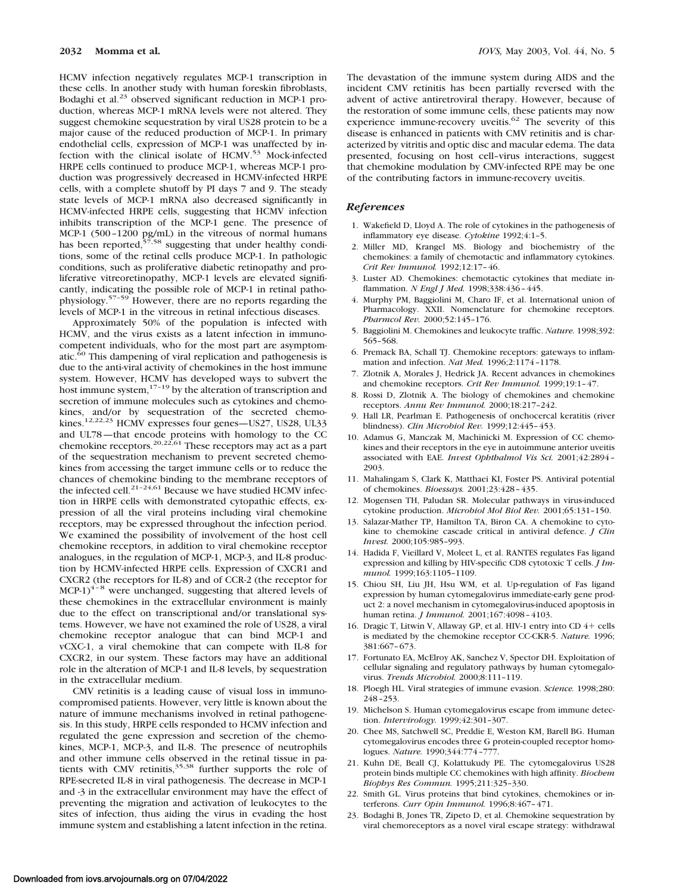HCMV infection negatively regulates MCP-1 transcription in these cells. In another study with human foreskin fibroblasts, Bodaghi et al.[23] observed significant reduction in MCP-1 production, whereas MCP-1 mRNA levels were not altered. They suggest chemokine sequestration by viral US28 protein to be a major cause of the reduced production of MCP-1. In primary endothelial cells, expression of MCP-1 was unaffected by infection with the clinical isolate of HCMV.[53] Mock-infected HRPE cells continued to produce MCP-1, whereas MCP-1 production was progressively decreased in HCMV-infected HRPE cells, with a complete shutoff by PI days 7 and 9. The steady state levels of MCP-1 mRNA also decreased significantly in HCMV-infected HRPE cells, suggesting that HCMV infection inhibits transcription of the MCP-1 gene. The presence of MCP-1 (500–1200 pg/mL) in the vitreous of normal humans has been reported,[57,58] suggesting that under healthy conditions, some of the retinal cells produce MCP-1. In pathologic conditions, such as proliferative diabetic retinopathy and proliferative vitreoretinopathy, MCP-1 levels are elevated significantly, indicating the possible role of MCP-1 in retinal pathophysiology.[57–59] However, there are no reports regarding the levels of MCP-1 in the vitreous in retinal infectious diseases.

Approximately 50% of the population is infected with HCMV, and the virus exists as a latent infection in immunocompetent individuals, who for the most part are asymptomatic.[60] This dampening of viral replication and pathogenesis is due to the anti-viral activity of chemokines in the host immune system. However, HCMV has developed ways to subvert the host immune system,[17–19] by the alteration of transcription and secretion of immune molecules such as cytokines and chemokines, and/or by sequestration of the secreted chemokines.[12,22,23] HCMV expresses four genes—US27, US28, UL33 and UL78—that encode proteins with homology to the CC chemokine receptors.[20,22,61] These receptors may act as a part of the sequestration mechanism to prevent secreted chemokines from accessing the target immune cells or to reduce the chances of chemokine binding to the membrane receptors of the infected cell.[21–24,61] Because we have studied HCMV infection in HRPE cells with demonstrated cytopathic effects, expression of all the viral proteins including viral chemokine receptors, may be expressed throughout the infection period. We examined the possibility of involvement of the host cell chemokine receptors, in addition to viral chemokine receptor analogues, in the regulation of MCP-1, MCP-3, and IL-8 production by HCMV-infected HRPE cells. Expression of CXCR1 and CXCR2 (the receptors for IL-8) and of CCR-2 (the receptor for MCP-1)[4–8] were unchanged, suggesting that altered levels of these chemokines in the extracellular environment is mainly due to the effect on transcriptional and/or translational systems. However, we have not examined the role of US28, a viral chemokine receptor analogue that can bind MCP-1 and vCXC-1, a viral chemokine that can compete with IL-8 for CXCR2, in our system. These factors may have an additional role in the alteration of MCP-1 and IL-8 levels, by sequestration in the extracellular medium.

CMV retinitis is a leading cause of visual loss in immunocompromised patients. However, very little is known about the nature of immune mechanisms involved in retinal pathogenesis. In this study, HRPE cells responded to HCMV infection and regulated the gene expression and secretion of the chemokines, MCP-1, MCP-3, and IL-8. The presence of neutrophils and other immune cells observed in the retinal tissue in patients with CMV retinitis,[35,38] further supports the role of RPE-secreted IL-8 in viral pathogenesis. The decrease in MCP-1 and -3 in the extracellular environment may have the effect of preventing the migration and activation of leukocytes to the sites of infection, thus aiding the virus in evading the host immune system and establishing a latent infection in the retina. The devastation of the immune system during AIDS and the incident CMV retinitis has been partially reversed with the advent of active antiretroviral therapy. However, because of the restoration of some immune cells, these patients may now experience immune-recovery uveitis.[62] The severity of this disease is enhanced in patients with CMV retinitis and is characterized by vitritis and optic disc and macular edema. The data presented, focusing on host cell–virus interactions, suggest that chemokine modulation by CMV-infected RPE may be one of the contributing factors in immune-recovery uveitis.

## References

1. Wakefield D, Lloyd A. The role of cytokines in the pathogenesis of inflammatory eye disease. *Cytokine* 1992;4:1–5.
2. Miller MD, Krangel MS. Biology and biochemistry of the chemokines: a family of chemotactic and inflammatory cytokines. *Crit Rev Immunol.* 1992;12:17–46.
3. Luster AD. Chemokines: chemotactic cytokines that mediate inflammation. *N Engl J Med.* 1998;338:436–445.
4. Murphy PM, Baggiolini M, Charo IF, et al. International union of Pharmacology. XXII. Nomenclature for chemokine receptors. *Pharmcol Rev.* 2000;52:145–176.
5. Baggiolini M. Chemokines and leukocyte traffic. *Nature.* 1998;392:565–568.
6. Premack BA, Schall TJ. Chemokine receptors: gateways to inflammation and infection. *Nat Med.* 1996;2:1174–1178.
7. Zlotnik A, Morales J, Hedrick JA. Recent advances in chemokines and chemokine receptors. *Crit Rev Immunol.* 1999;19:1–47.
8. Rossi D, Zlotnik A. The biology of chemokines and chemokine receptors. *Annu Rev Immunol.* 2000;18:217–242.
9. Hall LR, Pearlman E. Pathogenesis of onchocercal keratitis (river blindness). *Clin Microbiol Rev.* 1999;12:445–453.
10. Adamus G, Manczak M, Machinicki M. Expression of CC chemokines and their receptors in the eye in autoimmune anterior uveitis associated with EAE. *Invest Ophthalmol Vis Sci.* 2001;42:2894–2903.
11. Mahalingam S, Clark K, Matthaei KI, Foster PS. Antiviral potential of chemokines. *Bioessays.* 2001;23:428–435.
12. Mogensen TH, Paludan SR. Molecular pathways in virus-induced cytokine production. *Microbiol Mol Biol Rev.* 2001;65:131–150.
13. Salazar-Mather TP, Hamilton TA, Biron CA. A chemokine to cytokine to chemokine cascade critical in antiviral defence. *J Clin Invest.* 2000;105:985–993.
14. Hadida F, Vieillard V, Moleet L, et al. RANTES regulates Fas ligand expression and killing by HIV-specific CD8 cytotoxic T cells. *J Immunol.* 1999;163:1105–1109.
15. Chiou SH, Liu JH, Hsu WM, et al. Up-regulation of Fas ligand expression by human cytomegalovirus immediate-early gene product 2: a novel mechanism in cytomegalovirus-induced apoptosis in human retina. *J Immunol.* 2001;167:4098–4103.
16. Dragic T, Litwin V, Allaway GP, et al. HIV-1 entry into CD 4+ cells is mediated by the chemokine receptor CC-CKR-5. *Nature.* 1996;381:667–673.
17. Fortunato EA, McElroy AK, Sanchez V, Spector DH. Exploitation of cellular signaling and regulatory pathways by human cytomegalovirus. *Trends Microbiol.* 2000;8:111–119.
18. Ploegh HL. Viral strategies of immune evasion. *Science.* 1998;280:248–253.
19. Michelson S. Human cytomegalovirus escape from immune detection. *Intervirology.* 1999;42:301–307.
20. Chee MS, Satchwell SC, Preddie E, Weston KM, Barell BG. Human cytomegalovirus encodes three G protein-coupled receptor homologues. *Nature.* 1990;344:774–777.
21. Kuhn DE, Beall CJ, Kolattukudy PE. The cytomegalovirus US28 protein binds multiple CC chemokines with high affinity. *Biochem Biophys Res Commun.* 1995;211:325–330.
22. Smith GL. Virus proteins that bind cytokines, chemokines or interferons. *Curr Opin Immunol.* 1996;8:467–471.
23. Bodaghi B, Jones TR, Zipeto D, et al. Chemokine sequestration by viral chemoreceptors as a novel viral escape strategy: withdrawal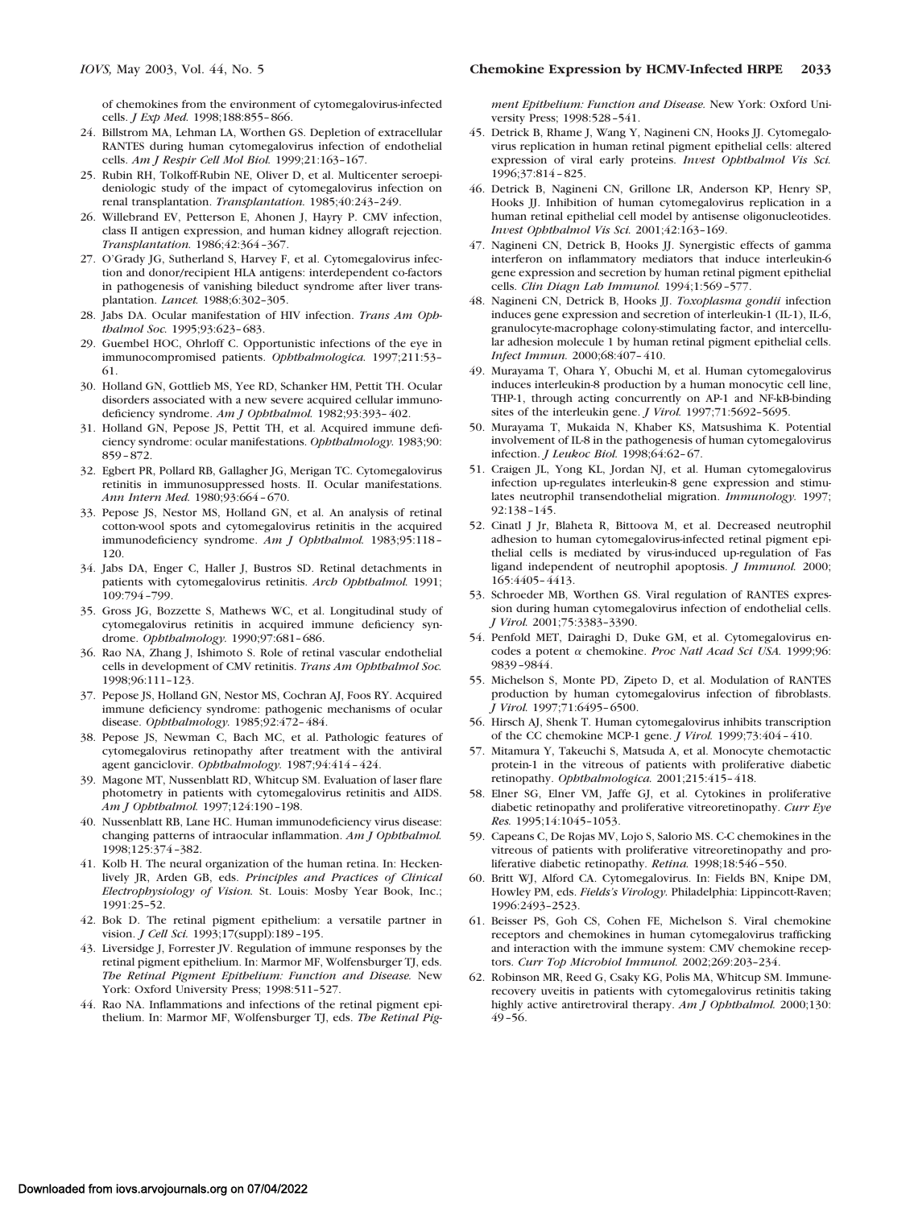of chemokines from the environment of cytomegalovirus-infected cells. *J Exp Med.* 1998;188:855–866.

24. Billstrom MA, Lehman LA, Worthen GS. Depletion of extracellular RANTES during human cytomegalovirus infection of endothelial cells. *Am J Respir Cell Mol Biol.* 1999;21:163–167.
25. Rubin RH, Tolkoff-Rubin NE, Oliver D, et al. Multicenter seroepideniologic study of the impact of cytomegalovirus infection on renal transplantation. *Transplantation.* 1985;40:243–249.
26. Willebrand EV, Petterson E, Ahonen J, Hayry P. CMV infection, class II antigen expression, and human kidney allograft rejection. *Transplantation.* 1986;42:364–367.
27. O'Grady JG, Sutherland S, Harvey F, et al. Cytomegalovirus infection and donor/recipient HLA antigens: interdependent co-factors in pathogenesis of vanishing bileduct syndrome after liver transplantation. *Lancet.* 1988;6:302–305.
28. Jabs DA. Ocular manifestation of HIV infection. *Trans Am Ophthalmol Soc.* 1995;93:623–683.
29. Guembel HOC, Ohrloff C. Opportunistic infections of the eye in immunocompromised patients. *Ophthalmologica.* 1997;211:53–61.
30. Holland GN, Gottlieb MS, Yee RD, Schanker HM, Pettit TH. Ocular disorders associated with a new severe acquired cellular immunodeficiency syndrome. *Am J Ophthalmol.* 1982;93:393–402.
31. Holland GN, Pepose JS, Pettit TH, et al. Acquired immune deficiency syndrome: ocular manifestations. *Ophthalmology.* 1983;90:859–872.
32. Egbert PR, Pollard RB, Gallagher JG, Merigan TC. Cytomegalovirus retinitis in immunosuppressed hosts. II. Ocular manifestations. *Ann Intern Med.* 1980;93:664–670.
33. Pepose JS, Nestor MS, Holland GN, et al. An analysis of retinal cotton-wool spots and cytomegalovirus retinitis in the acquired immunodeficiency syndrome. *Am J Ophthalmol.* 1983;95:118–120.
34. Jabs DA, Enger C, Haller J, Bustros SD. Retinal detachments in patients with cytomegalovirus retinitis. *Arch Ophthalmol.* 1991;109:794–799.
35. Gross JG, Bozzette S, Mathews WC, et al. Longitudinal study of cytomegalovirus retinitis in acquired immune deficiency syndrome. *Ophthalmology.* 1990;97:681–686.
36. Rao NA, Zhang J, Ishimoto S. Role of retinal vascular endothelial cells in development of CMV retinitis. *Trans Am Ophthalmol Soc.* 1998;96:111–123.
37. Pepose JS, Holland GN, Nestor MS, Cochran AJ, Foos RY. Acquired immune deficiency syndrome: pathogenic mechanisms of ocular disease. *Ophthalmology.* 1985;92:472–484.
38. Pepose JS, Newman C, Bach MC, et al. Pathologic features of cytomegalovirus retinopathy after treatment with the antiviral agent ganciclovir. *Ophthalmology.* 1987;94:414–424.
39. Magone MT, Nussenblatt RD, Whitcup SM. Evaluation of laser flare photometry in patients with cytomegalovirus retinitis and AIDS. *Am J Ophthalmol.* 1997;124:190–198.
40. Nussenblatt RB, Lane HC. Human immunodeficiency virus disease: changing patterns of intraocular inflammation. *Am J Ophthalmol.* 1998;125:374–382.
41. Kolb H. The neural organization of the human retina. In: Heckenlively JR, Arden GB, eds. *Principles and Practices of Clinical Electrophysiology of Vision.* St. Louis: Mosby Year Book, Inc.; 1991:25–52.
42. Bok D. The retinal pigment epithelium: a versatile partner in vision. *J Cell Sci.* 1993;17(suppl):189–195.
43. Liversidge J, Forrester JV. Regulation of immune responses by the retinal pigment epithelium. In: Marmor MF, Wolfensburger TJ, eds. *The Retinal Pigment Epithelium: Function and Disease.* New York: Oxford University Press; 1998:511–527.
44. Rao NA. Inflammations and infections of the retinal pigment epithelium. In: Marmor MF, Wolfensburger TJ, eds. *The Retinal Pigment Epithelium: Function and Disease.* New York: Oxford University Press; 1998:528–541.
45. Detrick B, Rhame J, Wang Y, Nagineni CN, Hooks JJ. Cytomegalovirus replication in human retinal pigment epithelial cells: altered expression of viral early proteins. *Invest Ophthalmol Vis Sci.* 1996;37:814–825.
46. Detrick B, Nagineni CN, Grillone LR, Anderson KP, Henry SP, Hooks JJ. Inhibition of human cytomegalovirus replication in a human retinal epithelial cell model by antisense oligonucleotides. *Invest Ophthalmol Vis Sci.* 2001;42:163–169.
47. Nagineni CN, Detrick B, Hooks JJ. Synergistic effects of gamma interferon on inflammatory mediators that induce interleukin-6 gene expression and secretion by human retinal pigment epithelial cells. *Clin Diagn Lab Immunol.* 1994;1:569–577.
48. Nagineni CN, Detrick B, Hooks JJ. *Toxoplasma gondii* infection induces gene expression and secretion of interleukin-1 (IL-1), IL-6, granulocyte-macrophage colony-stimulating factor, and intercellular adhesion molecule 1 by human retinal pigment epithelial cells. *Infect Immun.* 2000;68:407–410.
49. Murayama T, Ohara Y, Obuchi M, et al. Human cytomegalovirus induces interleukin-8 production by a human monocytic cell line, THP-1, through acting concurrently on AP-1 and NF-kB-binding sites of the interleukin gene. *J Virol.* 1997;71:5692–5695.
50. Murayama T, Mukaida N, Khaber KS, Matsushima K. Potential involvement of IL-8 in the pathogenesis of human cytomegalovirus infection. *J Leukoc Biol.* 1998;64:62–67.
51. Craigen JL, Yong KL, Jordan NJ, et al. Human cytomegalovirus infection up-regulates interleukin-8 gene expression and stimulates neutrophil transendothelial migration. *Immunology.* 1997;92:138–145.
52. Cinatl J Jr, Blaheta R, Bittoova M, et al. Decreased neutrophil adhesion to human cytomegalovirus-infected retinal pigment epithelial cells is mediated by virus-induced up-regulation of Fas ligand independent of neutrophil apoptosis. *J Immunol.* 2000;165:4405–4413.
53. Schroeder MB, Worthen GS. Viral regulation of RANTES expression during human cytomegalovirus infection of endothelial cells. *J Virol.* 2001;75:3383–3390.
54. Penfold MET, Dairaghi D, Duke GM, et al. Cytomegalovirus encodes a potent α chemokine. *Proc Natl Acad Sci USA.* 1999;96:9839–9844.
55. Michelson S, Monte PD, Zipeto D, et al. Modulation of RANTES production by human cytomegalovirus infection of fibroblasts. *J Virol.* 1997;71:6495–6500.
56. Hirsch AJ, Shenk T. Human cytomegalovirus inhibits transcription of the CC chemokine MCP-1 gene. *J Virol.* 1999;73:404–410.
57. Mitamura Y, Takeuchi S, Matsuda A, et al. Monocyte chemotactic protein-1 in the vitreous of patients with proliferative diabetic retinopathy. *Ophthalmologica.* 2001;215:415–418.
58. Elner SG, Elner VM, Jaffe GJ, et al. Cytokines in proliferative diabetic retinopathy and proliferative vitreoretinopathy. *Curr Eye Res.* 1995;14:1045–1053.
59. Capeans C, De Rojas MV, Lojo S, Salorio MS. C-C chemokines in the vitreous of patients with proliferative vitreoretinopathy and proliferative diabetic retinopathy. *Retina.* 1998;18:546–550.
60. Britt WJ, Alford CA. Cytomegalovirus. In: Fields BN, Knipe DM, Howley PM, eds. *Fields's Virology.* Philadelphia: Lippincott-Raven; 1996:2493–2523.
61. Beisser PS, Goh CS, Cohen FE, Michelson S. Viral chemokine receptors and chemokines in human cytomegalovirus trafficking and interaction with the immune system: CMV chemokine receptors. *Curr Top Microbiol Immunol.* 2002;269:203–234.
62. Robinson MR, Reed G, Csaky KG, Polis MA, Whitcup SM. Immune-recovery uveitis in patients with cytomegalovirus retinitis taking highly active antiretroviral therapy. *Am J Ophthalmol.* 2000;130:49–56.